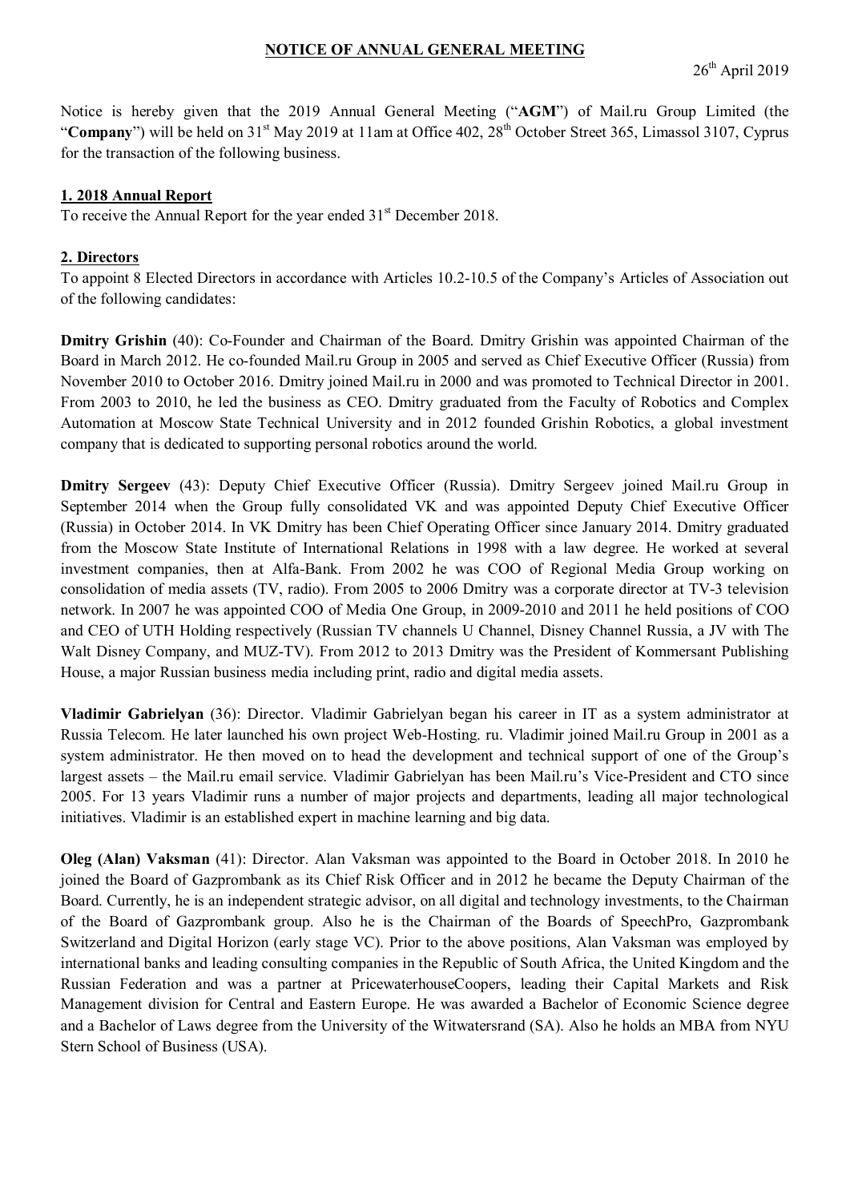# NOTICE OF ANNUAL GENERAL MEETING

26th April 2019

Notice is hereby given that the 2019 Annual General Meeting ("**AGM**") of Mail.ru Group Limited (the "**Company**") will be held on 31st May 2019 at 11am at Office 402, 28th October Street 365, Limassol 3107, Cyprus for the transaction of the following business.

## 1. 2018 Annual Report

To receive the Annual Report for the year ended 31st December 2018.

## 2. Directors

To appoint 8 Elected Directors in accordance with Articles 10.2-10.5 of the Company's Articles of Association out of the following candidates:

**Dmitry Grishin** (40): Co-Founder and Chairman of the Board. Dmitry Grishin was appointed Chairman of the Board in March 2012. He co-founded Mail.ru Group in 2005 and served as Chief Executive Officer (Russia) from November 2010 to October 2016. Dmitry joined Mail.ru in 2000 and was promoted to Technical Director in 2001. From 2003 to 2010, he led the business as CEO. Dmitry graduated from the Faculty of Robotics and Complex Automation at Moscow State Technical University and in 2012 founded Grishin Robotics, a global investment company that is dedicated to supporting personal robotics around the world.

**Dmitry Sergeev** (43): Deputy Chief Executive Officer (Russia). Dmitry Sergeev joined Mail.ru Group in September 2014 when the Group fully consolidated VK and was appointed Deputy Chief Executive Officer (Russia) in October 2014. In VK Dmitry has been Chief Operating Officer since January 2014. Dmitry graduated from the Moscow State Institute of International Relations in 1998 with a law degree. He worked at several investment companies, then at Alfa-Bank. From 2002 he was COO of Regional Media Group working on consolidation of media assets (TV, radio). From 2005 to 2006 Dmitry was a corporate director at TV-3 television network. In 2007 he was appointed COO of Media One Group, in 2009-2010 and 2011 he held positions of COO and CEO of UTH Holding respectively (Russian TV channels U Channel, Disney Channel Russia, a JV with The Walt Disney Company, and MUZ-TV). From 2012 to 2013 Dmitry was the President of Kommersant Publishing House, a major Russian business media including print, radio and digital media assets.

**Vladimir Gabrielyan** (36): Director. Vladimir Gabrielyan began his career in IT as a system administrator at Russia Telecom. He later launched his own project Web-Hosting. ru. Vladimir joined Mail.ru Group in 2001 as a system administrator. He then moved on to head the development and technical support of one of the Group's largest assets – the Mail.ru email service. Vladimir Gabrielyan has been Mail.ru's Vice-President and CTO since 2005. For 13 years Vladimir runs a number of major projects and departments, leading all major technological initiatives. Vladimir is an established expert in machine learning and big data.

**Oleg (Alan) Vaksman** (41): Director. Alan Vaksman was appointed to the Board in October 2018. In 2010 he joined the Board of Gazprombank as its Chief Risk Officer and in 2012 he became the Deputy Chairman of the Board. Currently, he is an independent strategic advisor, on all digital and technology investments, to the Chairman of the Board of Gazprombank group. Also he is the Chairman of the Boards of SpeechPro, Gazprombank Switzerland and Digital Horizon (early stage VC). Prior to the above positions, Alan Vaksman was employed by international banks and leading consulting companies in the Republic of South Africa, the United Kingdom and the Russian Federation and was a partner at PricewaterhouseCoopers, leading their Capital Markets and Risk Management division for Central and Eastern Europe. He was awarded a Bachelor of Economic Science degree and a Bachelor of Laws degree from the University of the Witwatersrand (SA). Also he holds an MBA from NYU Stern School of Business (USA).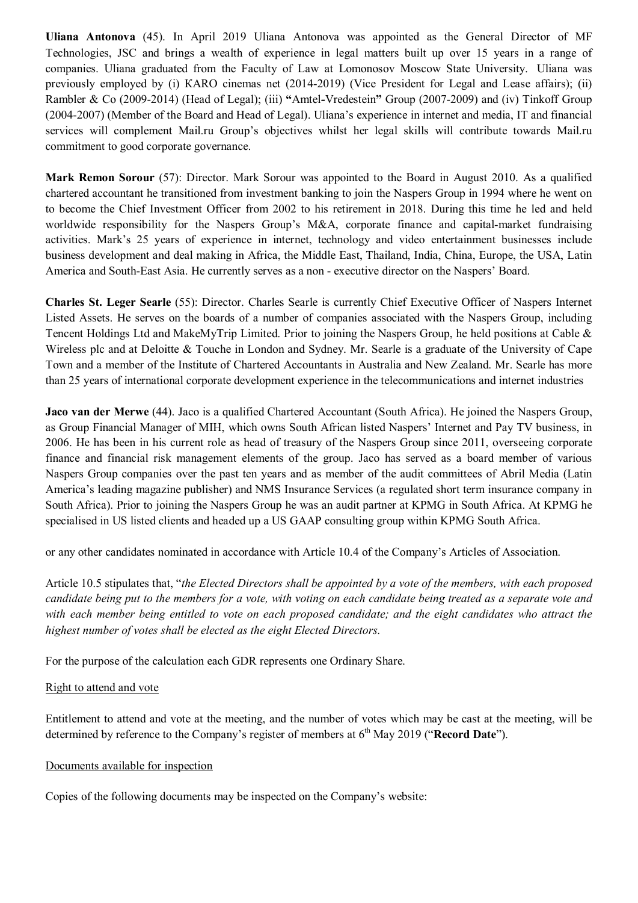**Uliana Antonova** (45). In April 2019 Uliana Antonova was appointed as the General Director of MF Technologies, JSC and brings a wealth of experience in legal matters built up over 15 years in a range of companies. Uliana graduated from the Faculty of Law at Lomonosov Moscow State University. Uliana was previously employed by (i) KARO cinemas net (2014-2019) (Vice President for Legal and Lease affairs); (ii) Rambler & Co (2009-2014) (Head of Legal); (iii) **"**Amtel**-**Vredestein**"** Group (2007-2009) and (iv) Tinkoff Group (2004-2007) (Member of the Board and Head of Legal). Uliana's experience in internet and media, IT and financial services will complement Mail.ru Group's objectives whilst her legal skills will contribute towards Mail.ru commitment to good corporate governance.

**Mark Remon Sorour** (57): Director. Mark Sorour was appointed to the Board in August 2010. As a qualified chartered accountant he transitioned from investment banking to join the Naspers Group in 1994 where he went on to become the Chief Investment Officer from 2002 to his retirement in 2018. During this time he led and held worldwide responsibility for the Naspers Group's M&A, corporate finance and capital-market fundraising activities. Mark's 25 years of experience in internet, technology and video entertainment businesses include business development and deal making in Africa, the Middle East, Thailand, India, China, Europe, the USA, Latin America and South-East Asia. He currently serves as a non - executive director on the Naspers' Board.

**Charles St. Leger Searle** (55): Director. Charles Searle is currently Chief Executive Officer of Naspers Internet Listed Assets. He serves on the boards of a number of companies associated with the Naspers Group, including Tencent Holdings Ltd and MakeMyTrip Limited. Prior to joining the Naspers Group, he held positions at Cable & Wireless plc and at Deloitte & Touche in London and Sydney. Mr. Searle is a graduate of the University of Cape Town and a member of the Institute of Chartered Accountants in Australia and New Zealand. Mr. Searle has more than 25 years of international corporate development experience in the telecommunications and internet industries

**Jaco van der Merwe** (44). Jaco is a qualified Chartered Accountant (South Africa). He joined the Naspers Group, as Group Financial Manager of MIH, which owns South African listed Naspers' Internet and Pay TV business, in 2006. He has been in his current role as head of treasury of the Naspers Group since 2011, overseeing corporate finance and financial risk management elements of the group. Jaco has served as a board member of various Naspers Group companies over the past ten years and as member of the audit committees of Abril Media (Latin America's leading magazine publisher) and NMS Insurance Services (a regulated short term insurance company in South Africa). Prior to joining the Naspers Group he was an audit partner at KPMG in South Africa. At KPMG he specialised in US listed clients and headed up a US GAAP consulting group within KPMG South Africa.

or any other candidates nominated in accordance with Article 10.4 of the Company's Articles of Association.

Article 10.5 stipulates that, "*the Elected Directors shall be appointed by a vote of the members, with each proposed candidate being put to the members for a vote, with voting on each candidate being treated as a separate vote and with each member being entitled to vote on each proposed candidate; and the eight candidates who attract the highest number of votes shall be elected as the eight Elected Directors.*

For the purpose of the calculation each GDR represents one Ordinary Share.

Right to attend and vote

Entitlement to attend and vote at the meeting, and the number of votes which may be cast at the meeting, will be determined by reference to the Company's register of members at 6th May 2019 ("**Record Date**").

Documents available for inspection

Copies of the following documents may be inspected on the Company's website: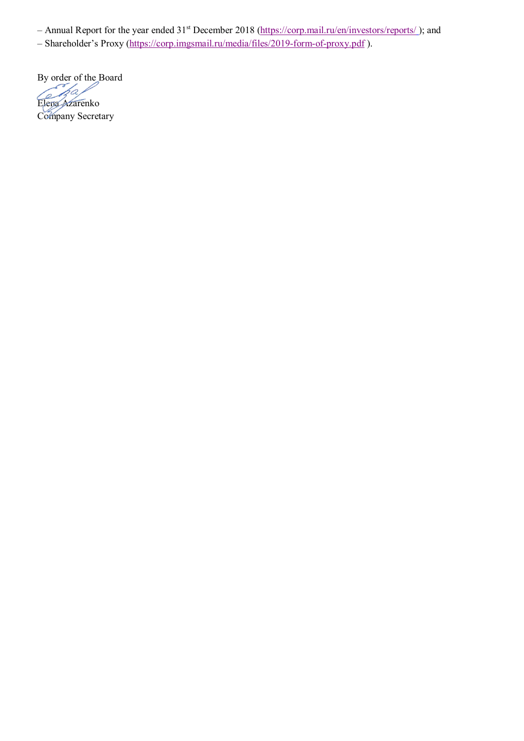– Annual Report for the year ended 31st December 2018 (https://corp.mail.ru/en/investors/reports/ ); and
– Shareholder's Proxy (https://corp.imgsmail.ru/media/files/2019-form-of-proxy.pdf ).

By order of the Board

Elena Azarenko
Company Secretary